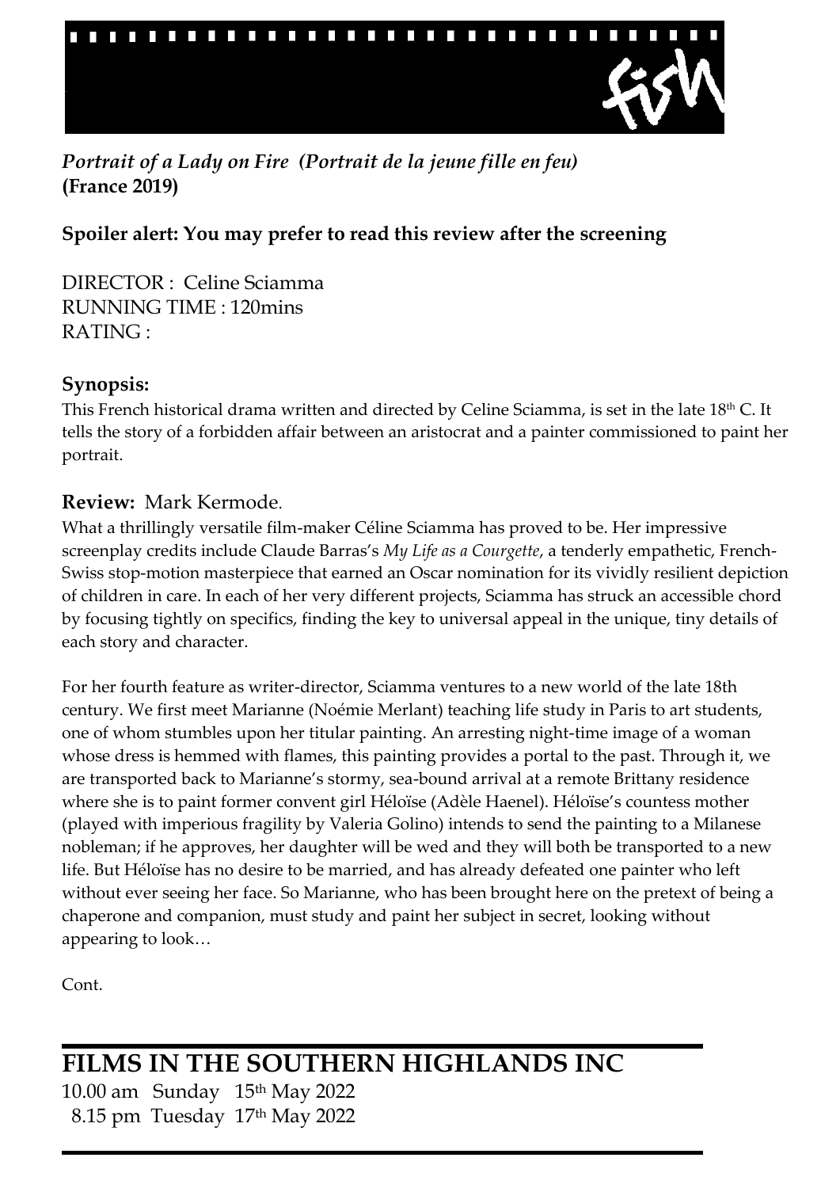fish

*Portrait of a Lady on Fire (Portrait de la jeune fille en feu)*
**(France 2019)**

**Spoiler alert: You may prefer to read this review after the screening**

DIRECTOR : Celine Sciamma
RUNNING TIME : 120mins
RATING :

## Synopsis:

This French historical drama written and directed by Celine Sciamma, is set in the late 18th C. It tells the story of a forbidden affair between an aristocrat and a painter commissioned to paint her portrait.

## Review: Mark Kermode.

What a thrillingly versatile film-maker Céline Sciamma has proved to be. Her impressive screenplay credits include Claude Barras's *My Life as a Courgette*, a tenderly empathetic, French-Swiss stop-motion masterpiece that earned an Oscar nomination for its vividly resilient depiction of children in care. In each of her very different projects, Sciamma has struck an accessible chord by focusing tightly on specifics, finding the key to universal appeal in the unique, tiny details of each story and character.

For her fourth feature as writer-director, Sciamma ventures to a new world of the late 18th century. We first meet Marianne (Noémie Merlant) teaching life study in Paris to art students, one of whom stumbles upon her titular painting. An arresting night-time image of a woman whose dress is hemmed with flames, this painting provides a portal to the past. Through it, we are transported back to Marianne's stormy, sea-bound arrival at a remote Brittany residence where she is to paint former convent girl Héloïse (Adèle Haenel). Héloïse's countess mother (played with imperious fragility by Valeria Golino) intends to send the painting to a Milanese nobleman; if he approves, her daughter will be wed and they will both be transported to a new life. But Héloïse has no desire to be married, and has already defeated one painter who left without ever seeing her face. So Marianne, who has been brought here on the pretext of being a chaperone and companion, must study and paint her subject in secret, looking without appearing to look…

Cont.

## FILMS IN THE SOUTHERN HIGHLANDS INC

10.00 am Sunday 15th May 2022
8.15 pm Tuesday 17th May 2022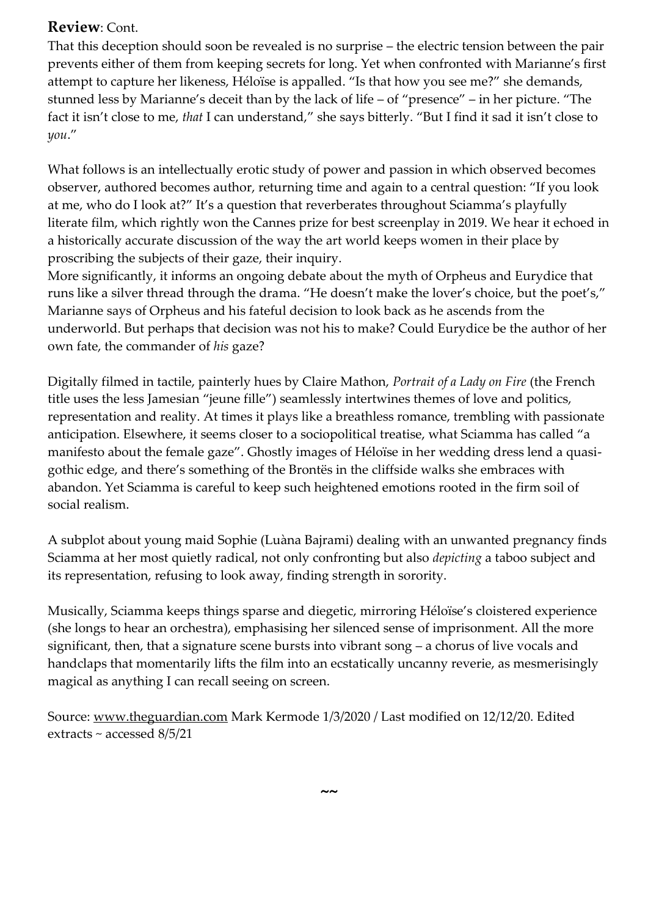**Review**: Cont.

That this deception should soon be revealed is no surprise – the electric tension between the pair prevents either of them from keeping secrets for long. Yet when confronted with Marianne's first attempt to capture her likeness, Héloïse is appalled. "Is that how you see me?" she demands, stunned less by Marianne's deceit than by the lack of life – of "presence" – in her picture. "The fact it isn't close to me, *that* I can understand," she says bitterly. "But I find it sad it isn't close to *you*."

What follows is an intellectually erotic study of power and passion in which observed becomes observer, authored becomes author, returning time and again to a central question: "If you look at me, who do I look at?" It's a question that reverberates throughout Sciamma's playfully literate film, which rightly won the Cannes prize for best screenplay in 2019. We hear it echoed in a historically accurate discussion of the way the art world keeps women in their place by proscribing the subjects of their gaze, their inquiry.

More significantly, it informs an ongoing debate about the myth of Orpheus and Eurydice that runs like a silver thread through the drama. "He doesn't make the lover's choice, but the poet's," Marianne says of Orpheus and his fateful decision to look back as he ascends from the underworld. But perhaps that decision was not his to make? Could Eurydice be the author of her own fate, the commander of *his* gaze?

Digitally filmed in tactile, painterly hues by Claire Mathon, *Portrait of a Lady on Fire* (the French title uses the less Jamesian "jeune fille") seamlessly intertwines themes of love and politics, representation and reality. At times it plays like a breathless romance, trembling with passionate anticipation. Elsewhere, it seems closer to a sociopolitical treatise, what Sciamma has called "a manifesto about the female gaze". Ghostly images of Héloïse in her wedding dress lend a quasi-gothic edge, and there's something of the Brontës in the cliffside walks she embraces with abandon. Yet Sciamma is careful to keep such heightened emotions rooted in the firm soil of social realism.

A subplot about young maid Sophie (Luàna Bajrami) dealing with an unwanted pregnancy finds Sciamma at her most quietly radical, not only confronting but also *depicting* a taboo subject and its representation, refusing to look away, finding strength in sorority.

Musically, Sciamma keeps things sparse and diegetic, mirroring Héloïse's cloistered experience (she longs to hear an orchestra), emphasising her silenced sense of imprisonment. All the more significant, then, that a signature scene bursts into vibrant song – a chorus of live vocals and handclaps that momentarily lifts the film into an ecstatically uncanny reverie, as mesmerisingly magical as anything I can recall seeing on screen.

Source: www.theguardian.com Mark Kermode 1/3/2020 / Last modified on 12/12/20. Edited extracts ~ accessed 8/5/21

~~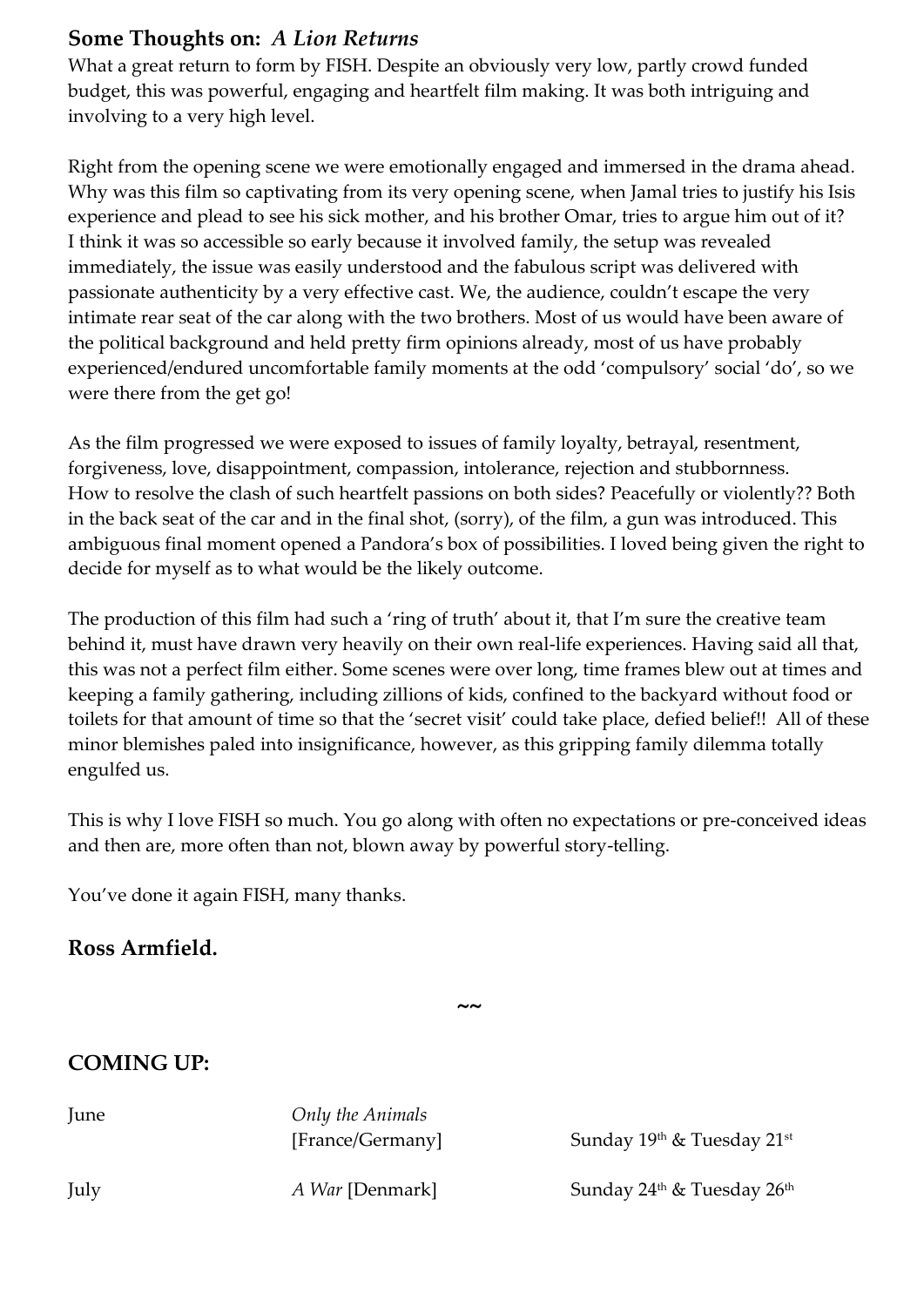## Some Thoughts on: *A Lion Returns*

What a great return to form by FISH. Despite an obviously very low, partly crowd funded budget, this was powerful, engaging and heartfelt film making. It was both intriguing and involving to a very high level.

Right from the opening scene we were emotionally engaged and immersed in the drama ahead. Why was this film so captivating from its very opening scene, when Jamal tries to justify his Isis experience and plead to see his sick mother, and his brother Omar, tries to argue him out of it? I think it was so accessible so early because it involved family, the setup was revealed immediately, the issue was easily understood and the fabulous script was delivered with passionate authenticity by a very effective cast. We, the audience, couldn't escape the very intimate rear seat of the car along with the two brothers. Most of us would have been aware of the political background and held pretty firm opinions already, most of us have probably experienced/endured uncomfortable family moments at the odd 'compulsory' social 'do', so we were there from the get go!

As the film progressed we were exposed to issues of family loyalty, betrayal, resentment, forgiveness, love, disappointment, compassion, intolerance, rejection and stubbornness. How to resolve the clash of such heartfelt passions on both sides? Peacefully or violently?? Both in the back seat of the car and in the final shot, (sorry), of the film, a gun was introduced. This ambiguous final moment opened a Pandora's box of possibilities. I loved being given the right to decide for myself as to what would be the likely outcome.

The production of this film had such a 'ring of truth' about it, that I'm sure the creative team behind it, must have drawn very heavily on their own real-life experiences. Having said all that, this was not a perfect film either. Some scenes were over long, time frames blew out at times and keeping a family gathering, including zillions of kids, confined to the backyard without food or toilets for that amount of time so that the 'secret visit' could take place, defied belief!! All of these minor blemishes paled into insignificance, however, as this gripping family dilemma totally engulfed us.

This is why I love FISH so much. You go along with often no expectations or pre-conceived ideas and then are, more often than not, blown away by powerful story-telling.

You've done it again FISH, many thanks.

**Ross Armfield.**

~~

## COMING UP:

| | | |
|---|---|---|
| June | *Only the Animals* [France/Germany] | Sunday 19th & Tuesday 21st |
| July | *A War* [Denmark] | Sunday 24th & Tuesday 26th |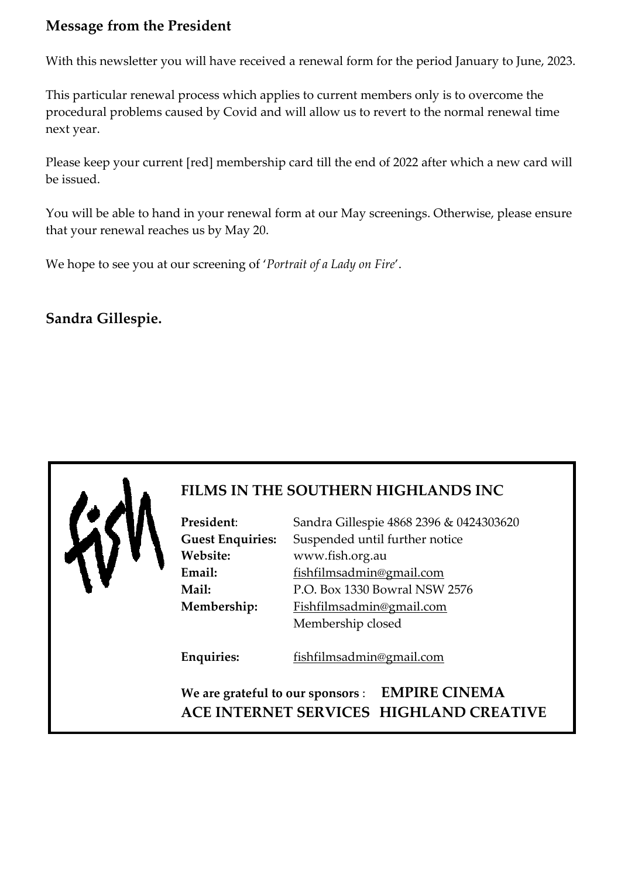## Message from the President

With this newsletter you will have received a renewal form for the period January to June, 2023.

This particular renewal process which applies to current members only is to overcome the procedural problems caused by Covid and will allow us to revert to the normal renewal time next year.

Please keep your current [red] membership card till the end of 2022 after which a new card will be issued.

You will be able to hand in your renewal form at our May screenings. Otherwise, please ensure that your renewal reaches us by May 20.

We hope to see you at our screening of '*Portrait of a Lady on Fire*'.

**Sandra Gillespie.**

---

### FILMS IN THE SOUTHERN HIGHLANDS INC

| | |
|---|---|
| **President**: | Sandra Gillespie 4868 2396 & 0424303620 |
| **Guest Enquiries:** | Suspended until further notice |
| **Website:** | www.fish.org.au |
| **Email:** | fishfilmsadmin@gmail.com |
| **Mail:** | P.O. Box 1330 Bowral NSW 2576 |
| **Membership:** | Fishfilmsadmin@gmail.com<br>Membership closed |
| **Enquiries:** | fishfilmsadmin@gmail.com |

**We are grateful to our sponsors** : **EMPIRE CINEMA**
**ACE INTERNET SERVICES HIGHLAND CREATIVE**